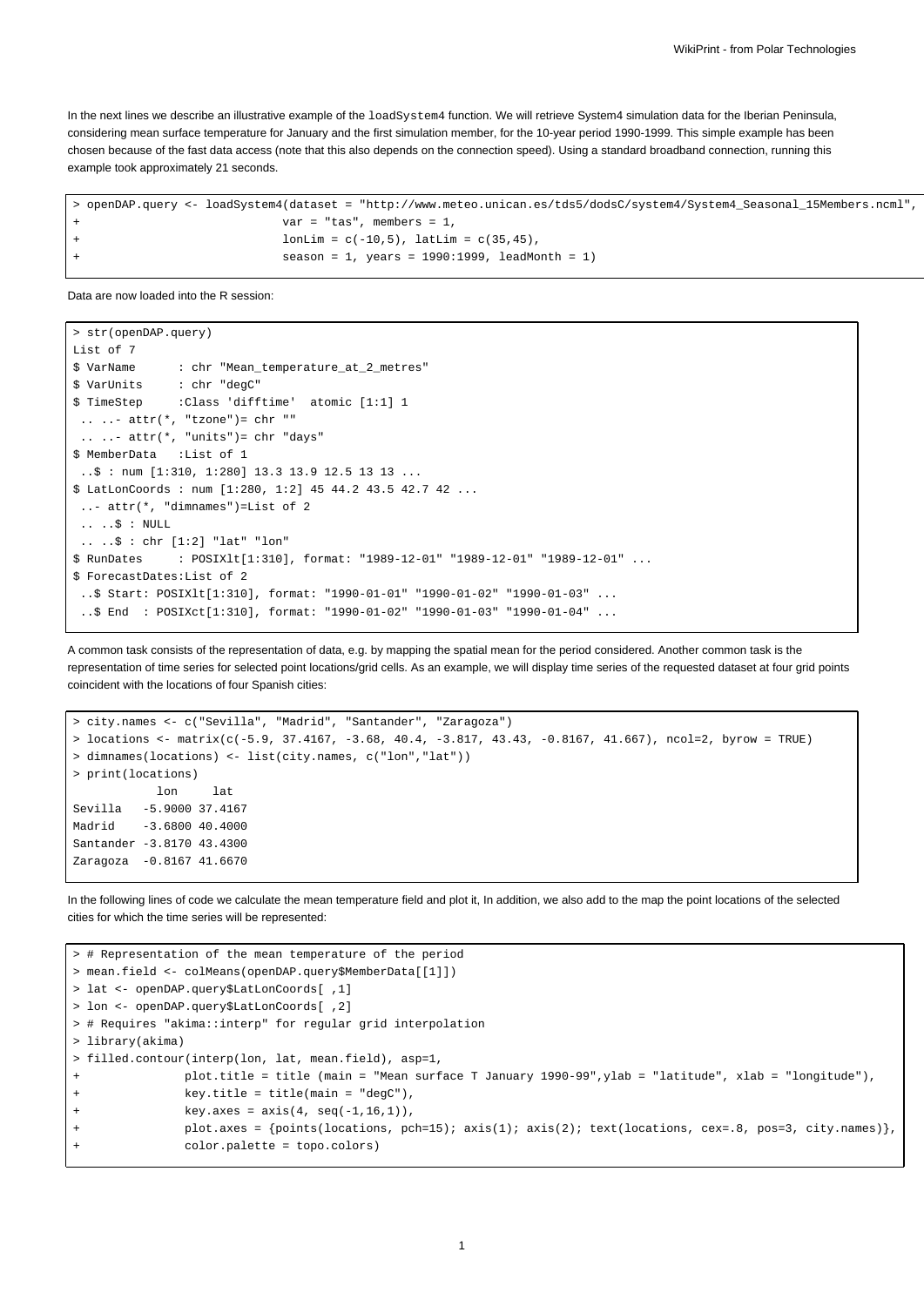In the next lines we describe an illustrative example of the `loadSystem4` function. We will retrieve System4 simulation data for the Iberian Peninsula, considering mean surface temperature for January and the first simulation member, for the 10-year period 1990-1999. This simple example has been chosen because of the fast data access (note that this also depends on the connection speed). Using a standard broadband connection, running this example took approximately 21 seconds.

```
> openDAP.query <- loadSystem4(dataset = "http://www.meteo.unican.es/tds5/dodsC/system4/System4_Seasonal_15Members.ncml",
+                              var = "tas", members = 1,
+                              lonLim = c(-10,5), latLim = c(35,45),
+                              season = 1, years = 1990:1999, leadMonth = 1)
```

Data are now loaded into the R session:

```
> str(openDAP.query)
List of 7
$ VarName      : chr "Mean_temperature_at_2_metres"
$ VarUnits     : chr "degC"
$ TimeStep     :Class 'difftime'  atomic [1:1] 1
 .. ..- attr(*, "tzone")= chr ""
 .. ..- attr(*, "units")= chr "days"
$ MemberData   :List of 1
 ..$ : num [1:310, 1:280] 13.3 13.9 12.5 13 13 ...
$ LatLonCoords : num [1:280, 1:2] 45 44.2 43.5 42.7 42 ...
 ..- attr(*, "dimnames")=List of 2
 .. ..$ : NULL
 .. ..$ : chr [1:2] "lat" "lon"
$ RunDates     : POSIXlt[1:310], format: "1989-12-01" "1989-12-01" "1989-12-01" ...
$ ForecastDates:List of 2
 ..$ Start: POSIXlt[1:310], format: "1990-01-01" "1990-01-02" "1990-01-03" ...
 ..$ End  : POSIXct[1:310], format: "1990-01-02" "1990-01-03" "1990-01-04" ...
```

A common task consists of the representation of data, e.g. by mapping the spatial mean for the period considered. Another common task is the representation of time series for selected point locations/grid cells. As an example, we will display time series of the requested dataset at four grid points coincident with the locations of four Spanish cities:

```
> city.names <- c("Sevilla", "Madrid", "Santander", "Zaragoza")
> locations <- matrix(c(-5.9, 37.4167, -3.68, 40.4, -3.817, 43.43, -0.8167, 41.667), ncol=2, byrow = TRUE)
> dimnames(locations) <- list(city.names, c("lon","lat"))
> print(locations)
              lon     lat
Sevilla   -5.9000 37.4167
Madrid    -3.6800 40.4000
Santander -3.8170 43.4300
Zaragoza  -0.8167 41.6670
```

In the following lines of code we calculate the mean temperature field and plot it, In addition, we also add to the map the point locations of the selected cities for which the time series will be represented:

```
> # Representation of the mean temperature of the period
> mean.field <- colMeans(openDAP.query$MemberData[[1]])
> lat <- openDAP.query$LatLonCoords[ ,1]
> lon <- openDAP.query$LatLonCoords[ ,2]
> # Requires "akima::interp" for regular grid interpolation
> library(akima)
> filled.contour(interp(lon, lat, mean.field), asp=1,
+               plot.title = title (main = "Mean surface T January 1990-99",ylab = "latitude", xlab = "longitude"),
+               key.title = title(main = "degC"),
+               key.axes = axis(4, seq(-1,16,1)),
+               plot.axes = {points(locations, pch=15); axis(1); axis(2); text(locations, cex=.8, pos=3, city.names)},
+               color.palette = topo.colors)
```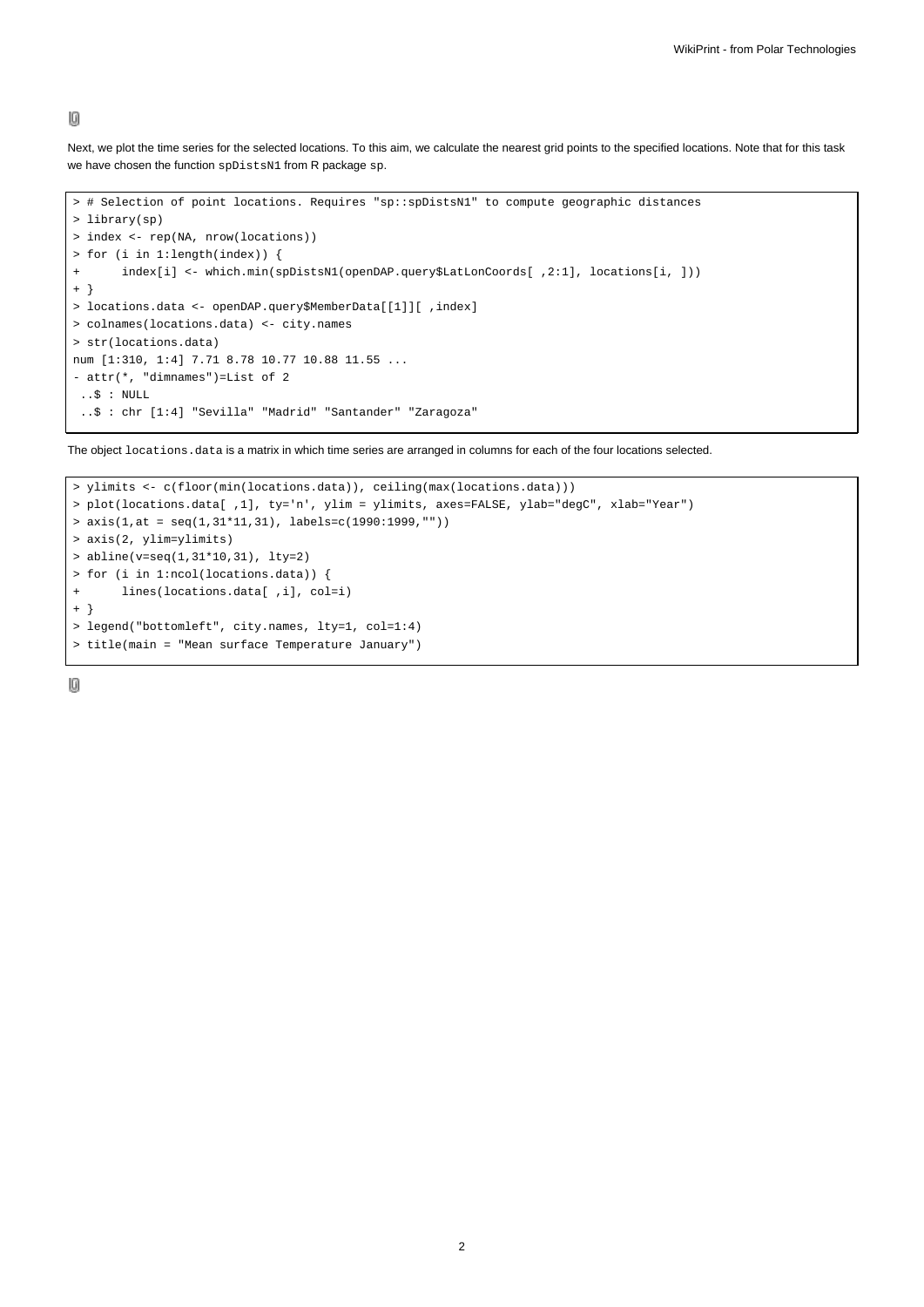Next, we plot the time series for the selected locations. To this aim, we calculate the nearest grid points to the specified locations. Note that for this task we have chosen the function `spDistsN1` from R package `sp`.

```
> # Selection of point locations. Requires "sp::spDistsN1" to compute geographic distances
> library(sp)
> index <- rep(NA, nrow(locations))
> for (i in 1:length(index)) {
+      index[i] <- which.min(spDistsN1(openDAP.query$LatLonCoords[ ,2:1], locations[i, ]))
+ }
> locations.data <- openDAP.query$MemberData[[1]][ ,index]
> colnames(locations.data) <- city.names
> str(locations.data)
num [1:310, 1:4] 7.71 8.78 10.77 10.88 11.55 ...
- attr(*, "dimnames")=List of 2
 ..$ : NULL
 ..$ : chr [1:4] "Sevilla" "Madrid" "Santander" "Zaragoza"
```

The object `locations.data` is a matrix in which time series are arranged in columns for each of the four locations selected.

```
> ylimits <- c(floor(min(locations.data)), ceiling(max(locations.data)))
> plot(locations.data[ ,1], ty='n', ylim = ylimits, axes=FALSE, ylab="degC", xlab="Year")
> axis(1,at = seq(1,31*11,31), labels=c(1990:1999,""))
> axis(2, ylim=ylimits)
> abline(v=seq(1,31*10,31), lty=2)
> for (i in 1:ncol(locations.data)) {
+      lines(locations.data[ ,i], col=i)
+ }
> legend("bottomleft", city.names, lty=1, col=1:4)
> title(main = "Mean surface Temperature January")
```